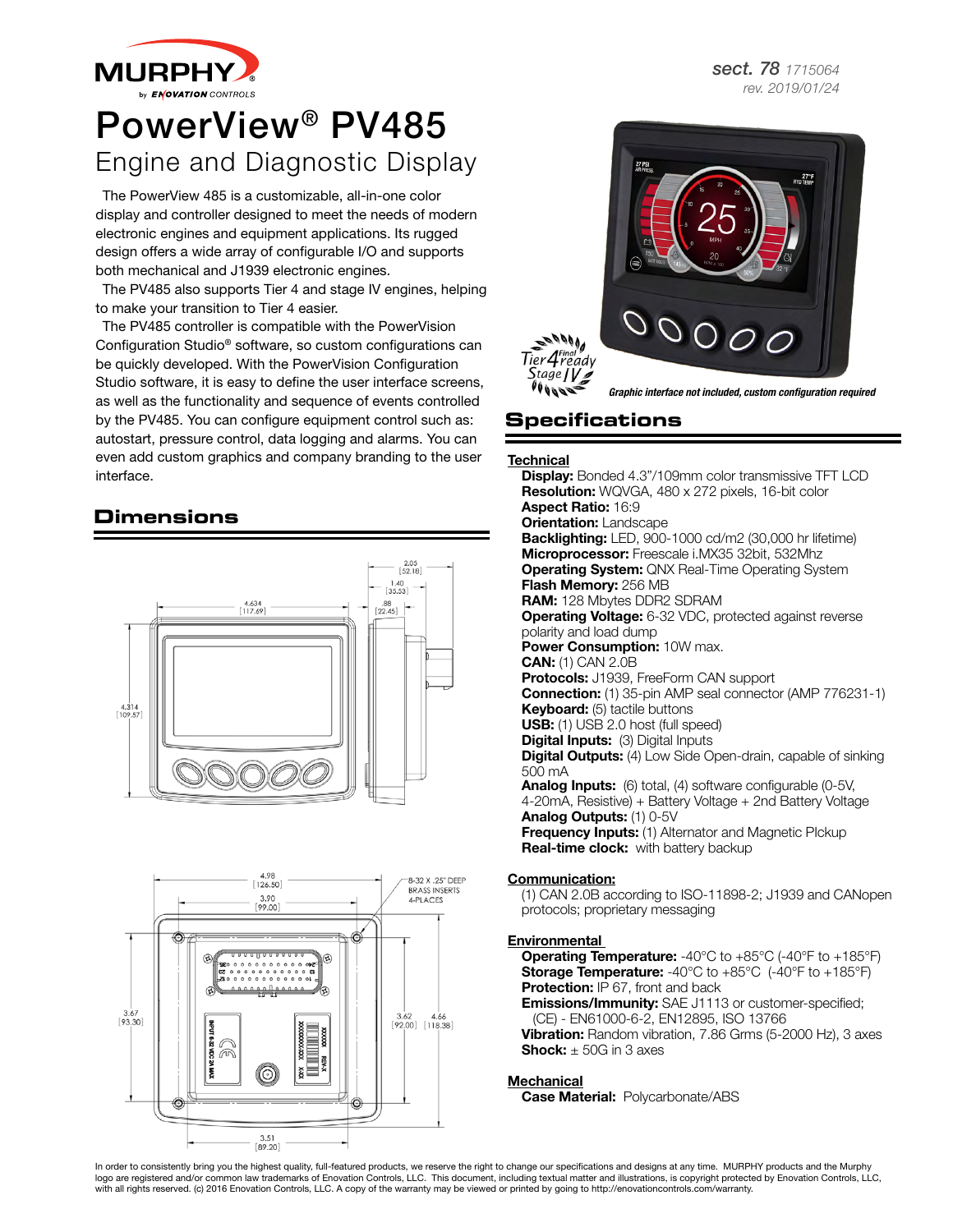sect. 78 1715064
rev. 2019/01/24

# PowerView® PV485

## Engine and Diagnostic Display

The PowerView 485 is a customizable, all-in-one color display and controller designed to meet the needs of modern electronic engines and equipment applications. Its rugged design offers a wide array of configurable I/O and supports both mechanical and J1939 electronic engines.

The PV485 also supports Tier 4 and stage IV engines, helping to make your transition to Tier 4 easier.

The PV485 controller is compatible with the PowerVision Configuration Studio® software, so custom configurations can be quickly developed. With the PowerVision Configuration Studio software, it is easy to define the user interface screens, as well as the functionality and sequence of events controlled by the PV485. You can configure equipment control such as: autostart, pressure control, data logging and alarms. You can even add custom graphics and company branding to the user interface.

*Graphic interface not included, custom configuration required*

## Dimensions

## Specifications

**Technical**

- **Display:** Bonded 4.3"/109mm color transmissive TFT LCD
- **Resolution:** WQVGA, 480 x 272 pixels, 16-bit color
- **Aspect Ratio:** 16:9
- **Orientation:** Landscape
- **Backlighting:** LED, 900-1000 cd/m2 (30,000 hr lifetime)
- **Microprocessor:** Freescale i.MX35 32bit, 532Mhz
- **Operating System:** QNX Real-Time Operating System
- **Flash Memory:** 256 MB
- **RAM:** 128 Mbytes DDR2 SDRAM
- **Operating Voltage:** 6-32 VDC, protected against reverse polarity and load dump
- **Power Consumption:** 10W max.
- **CAN:** (1) CAN 2.0B
- **Protocols:** J1939, FreeForm CAN support
- **Connection:** (1) 35-pin AMP seal connector (AMP 776231-1)
- **Keyboard:** (5) tactile buttons
- **USB:** (1) USB 2.0 host (full speed)
- **Digital Inputs:** (3) Digital Inputs
- **Digital Outputs:** (4) Low Side Open-drain, capable of sinking 500 mA
- **Analog Inputs:** (6) total, (4) software configurable (0-5V, 4-20mA, Resistive) + Battery Voltage + 2nd Battery Voltage
- **Analog Outputs:** (1) 0-5V
- **Frequency Inputs:** (1) Alternator and Magnetic PIckup
- **Real-time clock:** with battery backup

**Communication:**

(1) CAN 2.0B according to ISO-11898-2; J1939 and CANopen protocols; proprietary messaging

**Environmental**

- **Operating Temperature:** -40°C to +85°C (-40°F to +185°F)
- **Storage Temperature:** -40°C to +85°C (-40°F to +185°F)
- **Protection:** IP 67, front and back
- **Emissions/Immunity:** SAE J1113 or customer-specified; (CE) - EN61000-6-2, EN12895, ISO 13766
- **Vibration:** Random vibration, 7.86 Grms (5-2000 Hz), 3 axes
- **Shock:** ± 50G in 3 axes

**Mechanical**

- **Case Material:** Polycarbonate/ABS

In order to consistently bring you the highest quality, full-featured products, we reserve the right to change our specifications and designs at any time. MURPHY products and the Murphy logo are registered and/or common law trademarks of Enovation Controls, LLC. This document, including textual matter and illustrations, is copyright protected by Enovation Controls, LLC, with all rights reserved. (c) 2016 Enovation Controls, LLC. A copy of the warranty may be viewed or printed by going to http://enovationcontrols.com/warranty.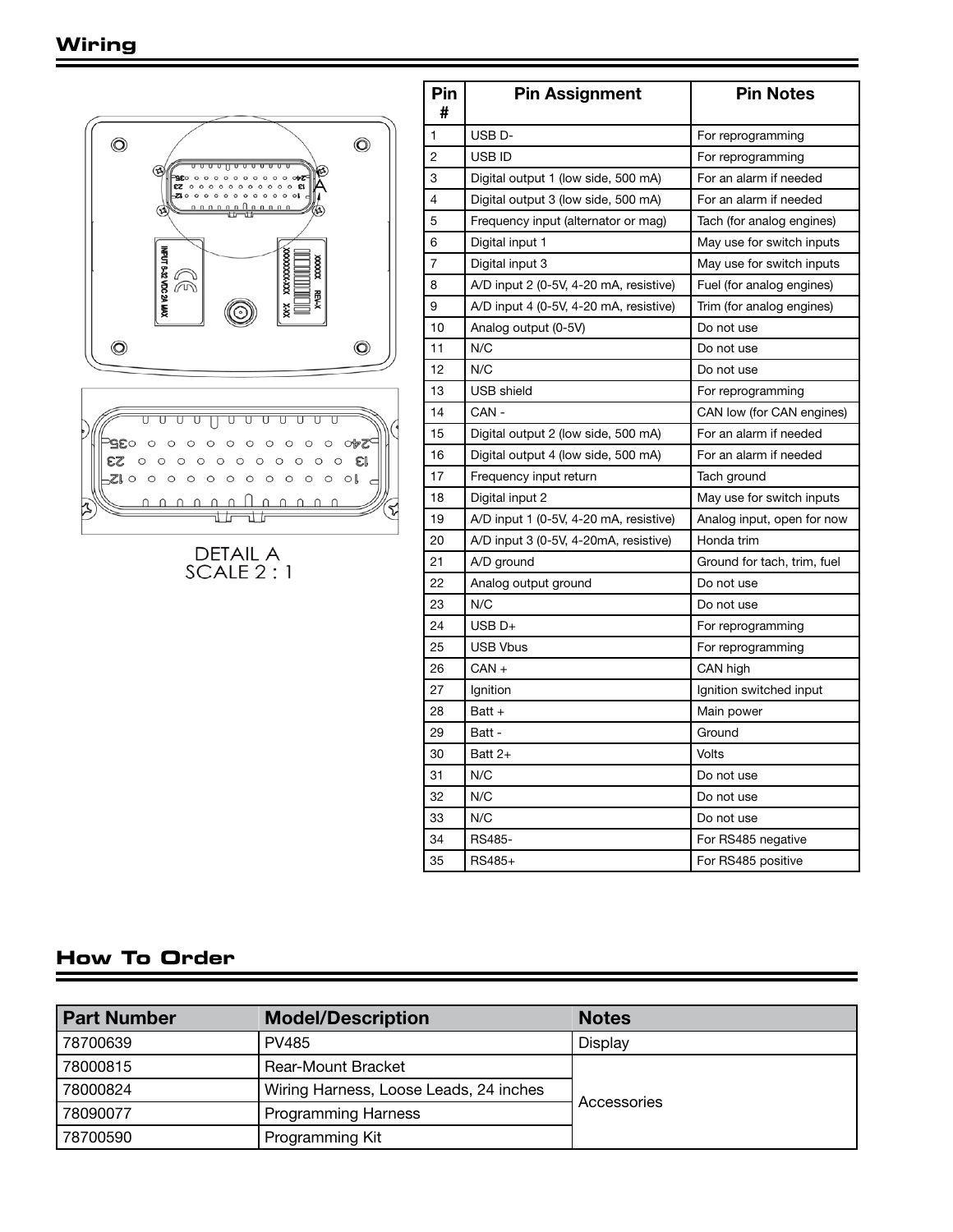## Wiring

DETAIL A
SCALE 2 : 1

| Pin # | Pin Assignment | Pin Notes |
|---|---|---|
| 1 | USB D- | For reprogramming |
| 2 | USB ID | For reprogramming |
| 3 | Digital output 1 (low side, 500 mA) | For an alarm if needed |
| 4 | Digital output 3 (low side, 500 mA) | For an alarm if needed |
| 5 | Frequency input (alternator or mag) | Tach (for analog engines) |
| 6 | Digital input 1 | May use for switch inputs |
| 7 | Digital input 3 | May use for switch inputs |
| 8 | A/D input 2 (0-5V, 4-20 mA, resistive) | Fuel (for analog engines) |
| 9 | A/D input 4 (0-5V, 4-20 mA, resistive) | Trim (for analog engines) |
| 10 | Analog output (0-5V) | Do not use |
| 11 | N/C | Do not use |
| 12 | N/C | Do not use |
| 13 | USB shield | For reprogramming |
| 14 | CAN - | CAN low (for CAN engines) |
| 15 | Digital output 2 (low side, 500 mA) | For an alarm if needed |
| 16 | Digital output 4 (low side, 500 mA) | For an alarm if needed |
| 17 | Frequency input return | Tach ground |
| 18 | Digital input 2 | May use for switch inputs |
| 19 | A/D input 1 (0-5V, 4-20 mA, resistive) | Analog input, open for now |
| 20 | A/D input 3 (0-5V, 4-20mA, resistive) | Honda trim |
| 21 | A/D ground | Ground for tach, trim, fuel |
| 22 | Analog output ground | Do not use |
| 23 | N/C | Do not use |
| 24 | USB D+ | For reprogramming |
| 25 | USB Vbus | For reprogramming |
| 26 | CAN + | CAN high |
| 27 | Ignition | Ignition switched input |
| 28 | Batt + | Main power |
| 29 | Batt - | Ground |
| 30 | Batt 2+ | Volts |
| 31 | N/C | Do not use |
| 32 | N/C | Do not use |
| 33 | N/C | Do not use |
| 34 | RS485- | For RS485 negative |
| 35 | RS485+ | For RS485 positive |

## How To Order

| Part Number | Model/Description | Notes |
|---|---|---|
| 78700639 | PV485 | Display |
| 78000815 | Rear-Mount Bracket | Accessories |
| 78000824 | Wiring Harness, Loose Leads, 24 inches | Accessories |
| 78090077 | Programming Harness | Accessories |
| 78700590 | Programming Kit | Accessories |